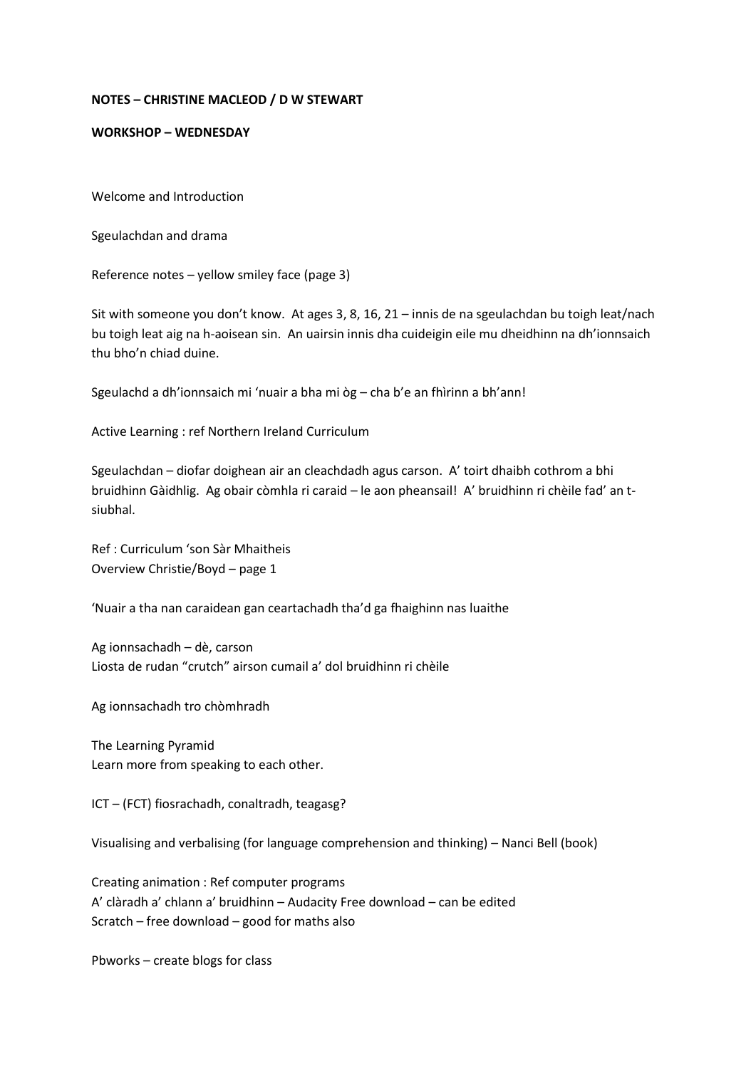**NOTES – CHRISTINE MACLEOD / D W STEWART**

**WORKSHOP – WEDNESDAY**

Welcome and Introduction

Sgeulachdan and drama

Reference notes – yellow smiley face (page 3)

Sit with someone you don't know. At ages 3, 8, 16, 21 – innis de na sgeulachdan bu toigh leat/nach bu toigh leat aig na h-aoisean sin. An uairsin innis dha cuideigin eile mu dheidhinn na dh'ionnsaich thu bho'n chiad duine.

Sgeulachd a dh'ionnsaich mi 'nuair a bha mi òg – cha b'e an fhìrinn a bh'ann!

Active Learning : ref Northern Ireland Curriculum

Sgeulachdan – diofar doighean air an cleachdadh agus carson. A' toirt dhaibh cothrom a bhi bruidhinn Gàidhlig. Ag obair còmhla ri caraid – le aon pheansail! A' bruidhinn ri chèile fad' an t-siubhal.

Ref : Curriculum 'son Sàr Mhaitheis
Overview Christie/Boyd – page 1

'Nuair a tha nan caraidean gan ceartachadh tha'd ga fhaighinn nas luaithe

Ag ionnsachadh – dè, carson
Liosta de rudan "crutch" airson cumail a' dol bruidhinn ri chèile

Ag ionnsachadh tro chòmhradh

The Learning Pyramid
Learn more from speaking to each other.

ICT – (FCT) fiosrachadh, conaltradh, teagasg?

Visualising and verbalising (for language comprehension and thinking) – Nanci Bell (book)

Creating animation : Ref computer programs
A' clàradh a' chlann a' bruidhinn – Audacity Free download – can be edited
Scratch – free download – good for maths also

Pbworks – create blogs for class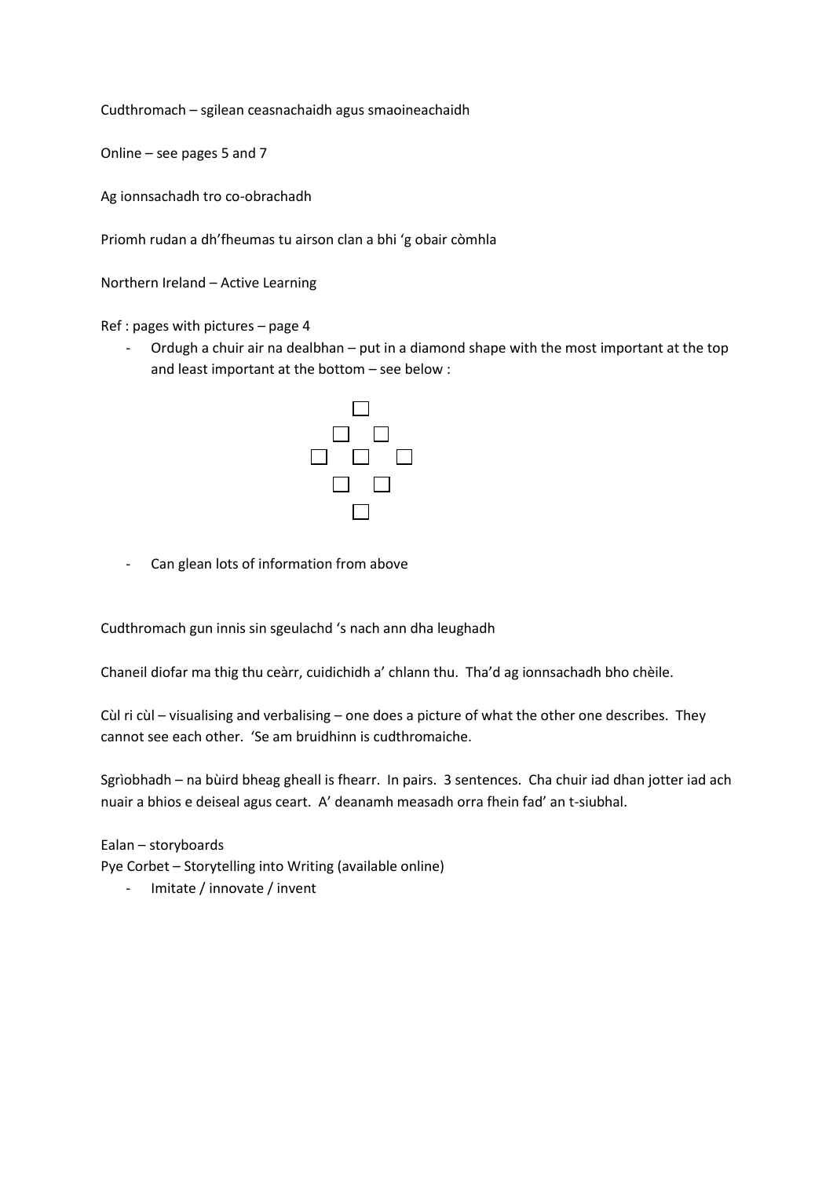Cudthromach – sgilean ceasnachaidh agus smaoineachaidh

Online – see pages 5 and 7

Ag ionnsachadh tro co-obrachadh

Priomh rudan a dh'fheumas tu airson clan a bhi 'g obair còmhla

Northern Ireland – Active Learning

Ref : pages with pictures – page 4

- Ordugh a chuir air na dealbhan – put in a diamond shape with the most important at the top and least important at the bottom – see below :

```
      □
    □   □
  □   □   □
    □   □
      □
```

- Can glean lots of information from above

Cudthromach gun innis sin sgeulachd 's nach ann dha leughadh

Chaneil diofar ma thig thu ceàrr, cuidichidh a' chlann thu. Tha'd ag ionnsachadh bho chèile.

Cùl ri cùl – visualising and verbalising – one does a picture of what the other one describes. They cannot see each other. 'Se am bruidhinn is cudthromaiche.

Sgrìobhadh – na bùird bheag gheall is fhearr. In pairs. 3 sentences. Cha chuir iad dhan jotter iad ach nuair a bhios e deiseal agus ceart. A' deanamh measadh orra fhein fad' an t-siubhal.

Ealan – storyboards
Pye Corbet – Storytelling into Writing (available online)

- Imitate / innovate / invent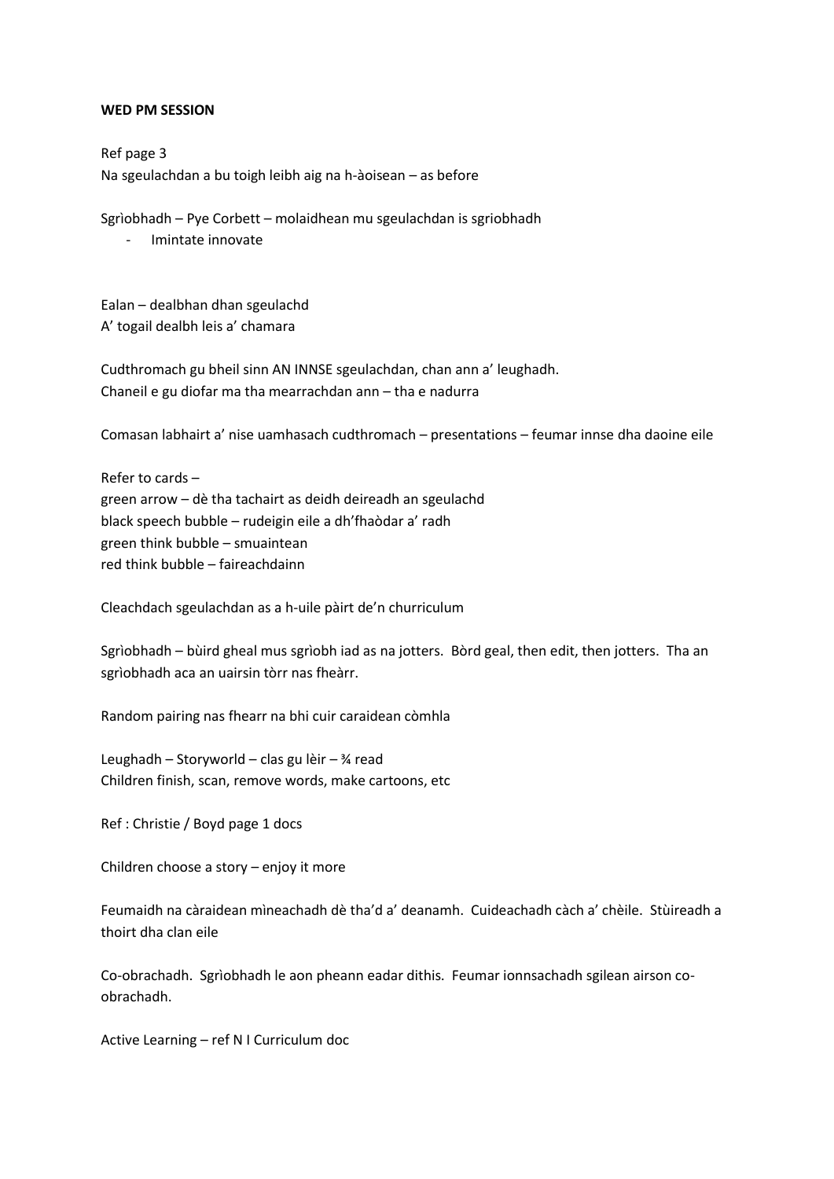**WED PM SESSION**

Ref page 3
Na sgeulachdan a bu toigh leibh aig na h-àoisean – as before

Sgrìobhadh – Pye Corbett – molaidhean mu sgeulachdan is sgriobhadh

- Imintate innovate

Ealan – dealbhan dhan sgeulachd
A' togail dealbh leis a' chamara

Cudthromach gu bheil sinn AN INNSE sgeulachdan, chan ann a' leughadh.
Chaneil e gu diofar ma tha mearrachdan ann – tha e nadurra

Comasan labhairt a' nise uamhasach cudthromach – presentations – feumar innse dha daoine eile

Refer to cards –
green arrow – dè tha tachairt as deidh deireadh an sgeulachd
black speech bubble – rudeigin eile a dh'fhaòdar a' radh
green think bubble – smuaintean
red think bubble – faireachdainn

Cleachdach sgeulachdan as a h-uile pàirt de'n churriculum

Sgrìobhadh – bùird gheal mus sgrìobh iad as na jotters. Bòrd geal, then edit, then jotters. Tha an sgrìobhadh aca an uairsin tòrr nas fheàrr.

Random pairing nas fhearr na bhi cuir caraidean còmhla

Leughadh – Storyworld – clas gu lèir – ¾ read
Children finish, scan, remove words, make cartoons, etc

Ref : Christie / Boyd page 1 docs

Children choose a story – enjoy it more

Feumaidh na càraidean mìneachadh dè tha'd a' deanamh. Cuideachadh càch a' chèile. Stùireadh a thoirt dha clan eile

Co-obrachadh. Sgrìobhadh le aon pheann eadar dithis. Feumar ionnsachadh sgilean airson co-obrachadh.

Active Learning – ref N I Curriculum doc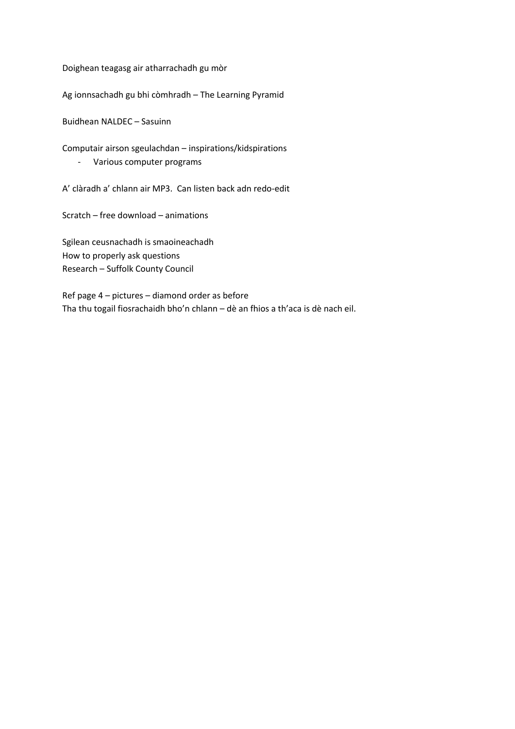Doighean teagasg air atharrachadh gu mòr

Ag ionnsachadh gu bhi còmhradh – The Learning Pyramid

Buidhean NALDEC – Sasuinn

Computair airson sgeulachdan – inspirations/kidspirations

- Various computer programs

A' clàradh a' chlann air MP3.  Can listen back adn redo-edit

Scratch – free download – animations

Sgilean ceusnachadh is smaoineachadh
How to properly ask questions
Research – Suffolk County Council

Ref page 4 – pictures – diamond order as before
Tha thu togail fiosrachaidh bho'n chlann – dè an fhios a th'aca is dè nach eil.